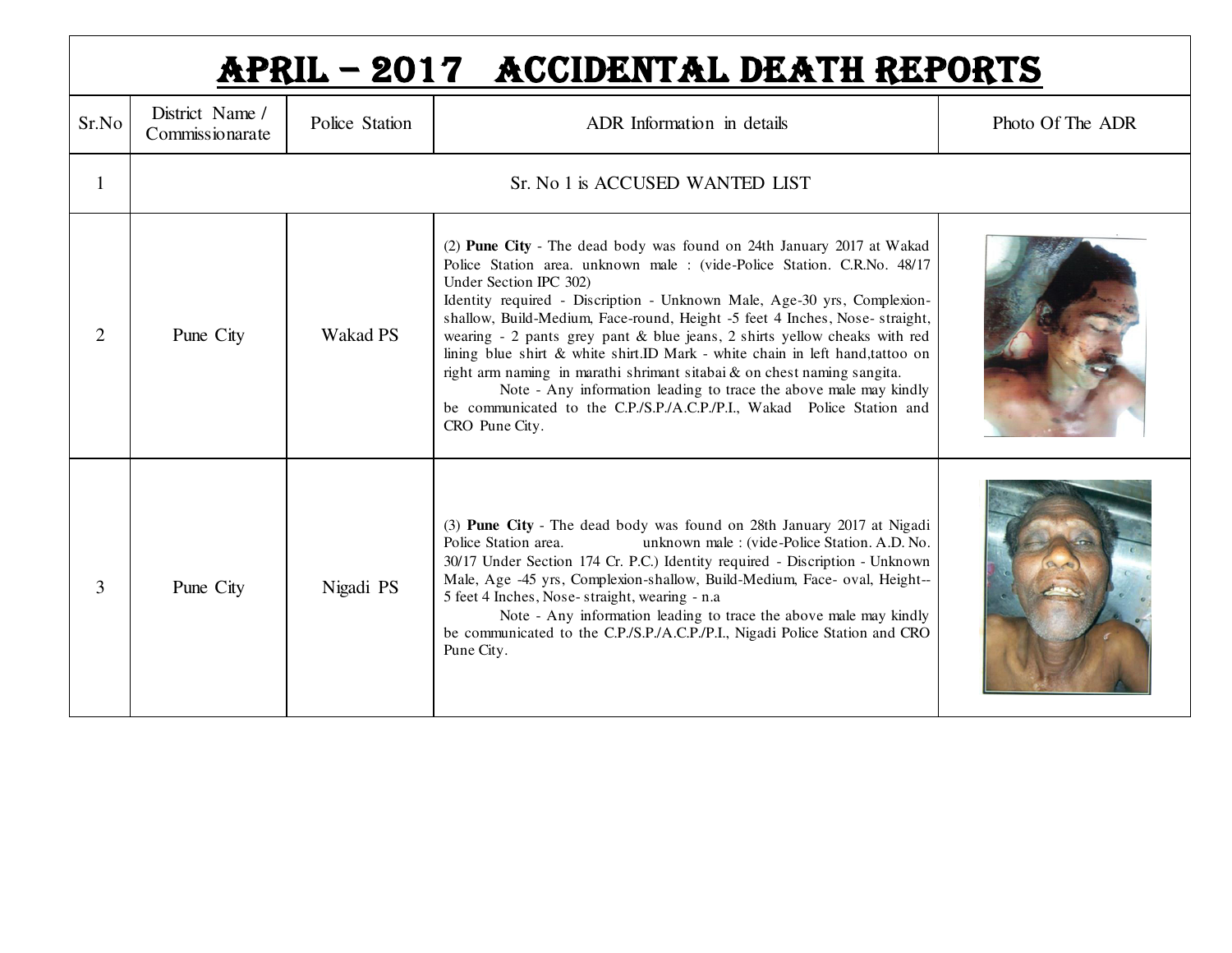# APRIL – 2017 ACCIDENTAL DEATH REPORTS

| Sr.No | District Name / Commissionarate | Police Station | ADR Information in details | Photo Of The ADR |
|---|---|---|---|---|
| 1 | Sr. No 1 is ACCUSED WANTED LIST | | | |
| 2 | Pune City | Wakad PS | (2) **Pune City** - The dead body was found on 24th January 2017 at Wakad Police Station area. unknown male : (vide-Police Station. C.R.No. 48/17 Under Section IPC 302) Identity required - Discription - Unknown Male, Age-30 yrs, Complexion-shallow, Build-Medium, Face-round, Height -5 feet 4 Inches, Nose- straight, wearing - 2 pants grey pant & blue jeans, 2 shirts yellow cheaks with red lining blue shirt & white shirt.ID Mark - white chain in left hand,tattoo on right arm naming in marathi shrimant sitabai & on chest naming sangita. Note - Any information leading to trace the above male may kindly be communicated to the C.P./S.P./A.C.P./P.I., Wakad Police Station and CRO Pune City. | |
| 3 | Pune City | Nigadi PS | (3) **Pune City** - The dead body was found on 28th January 2017 at Nigadi Police Station area. unknown male : (vide-Police Station. A.D. No. 30/17 Under Section 174 Cr. P.C.) Identity required - Discription - Unknown Male, Age -45 yrs, Complexion-shallow, Build-Medium, Face- oval, Height-- 5 feet 4 Inches, Nose- straight, wearing - n.a Note - Any information leading to trace the above male may kindly be communicated to the C.P./S.P./A.C.P./P.I., Nigadi Police Station and CRO Pune City. | |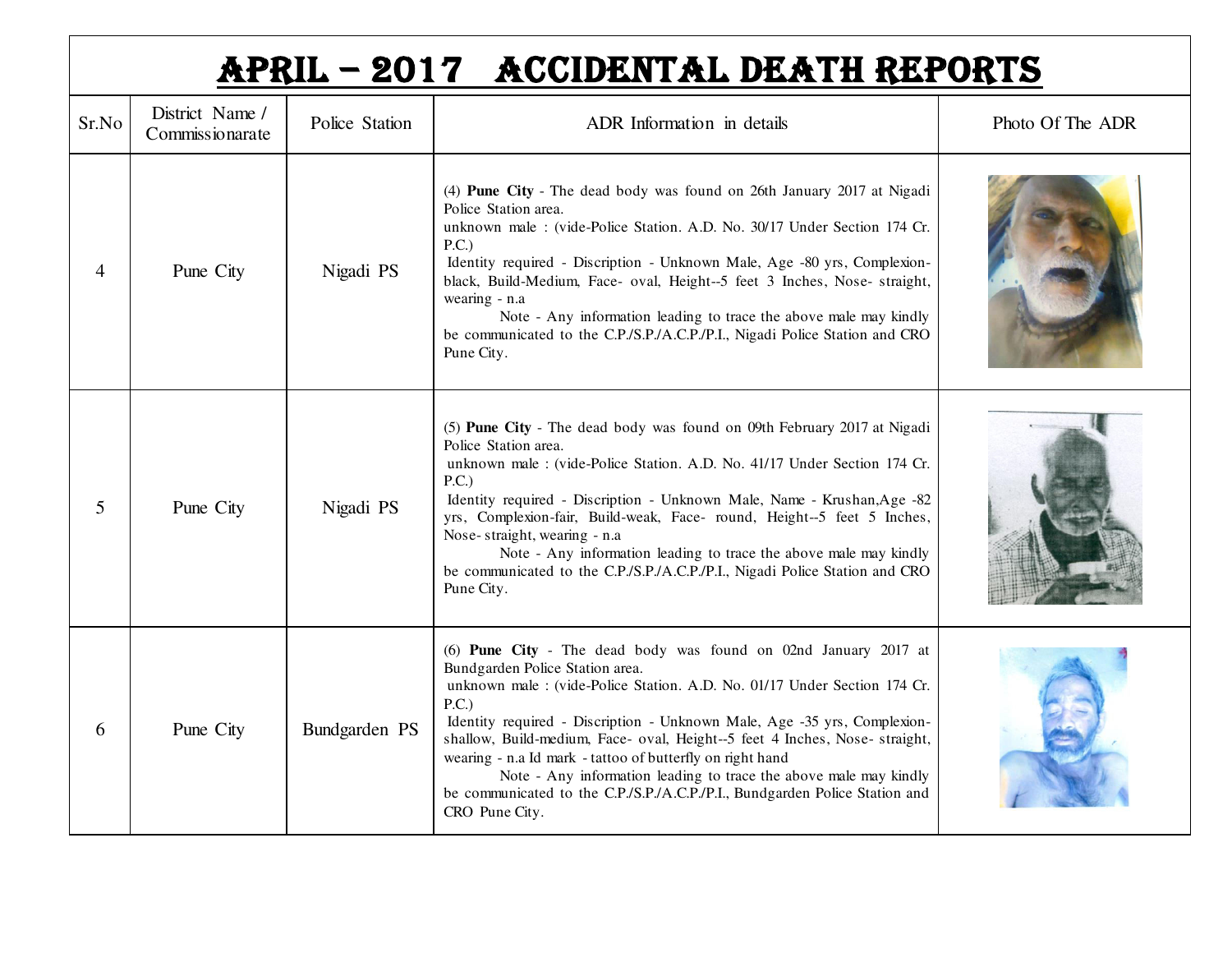# APRIL – 2017 ACCIDENTAL DEATH REPORTS

| Sr.No | District Name / Commissionarate | Police Station | ADR Information in details | Photo Of The ADR |
|---|---|---|---|---|
| 4 | Pune City | Nigadi PS | (4) **Pune City** - The dead body was found on 26th January 2017 at Nigadi Police Station area. unknown male : (vide-Police Station. A.D. No. 30/17 Under Section 174 Cr. P.C.) Identity required - Discription - Unknown Male, Age -80 yrs, Complexion-black, Build-Medium, Face- oval, Height--5 feet 3 Inches, Nose- straight, wearing - n.a Note - Any information leading to trace the above male may kindly be communicated to the C.P./S.P./A.C.P./P.I., Nigadi Police Station and CRO Pune City. | |
| 5 | Pune City | Nigadi PS | (5) **Pune City** - The dead body was found on 09th February 2017 at Nigadi Police Station area. unknown male : (vide-Police Station. A.D. No. 41/17 Under Section 174 Cr. P.C.) Identity required - Discription - Unknown Male, Name - Krushan,Age -82 yrs, Complexion-fair, Build-weak, Face- round, Height--5 feet 5 Inches, Nose- straight, wearing - n.a Note - Any information leading to trace the above male may kindly be communicated to the C.P./S.P./A.C.P./P.I., Nigadi Police Station and CRO Pune City. | |
| 6 | Pune City | Bundgarden PS | (6) **Pune City** - The dead body was found on 02nd January 2017 at Bundgarden Police Station area. unknown male : (vide-Police Station. A.D. No. 01/17 Under Section 174 Cr. P.C.) Identity required - Discription - Unknown Male, Age -35 yrs, Complexion-shallow, Build-medium, Face- oval, Height--5 feet 4 Inches, Nose- straight, wearing - n.a Id mark - tattoo of butterfly on right hand Note - Any information leading to trace the above male may kindly be communicated to the C.P./S.P./A.C.P./P.I., Bundgarden Police Station and CRO Pune City. | |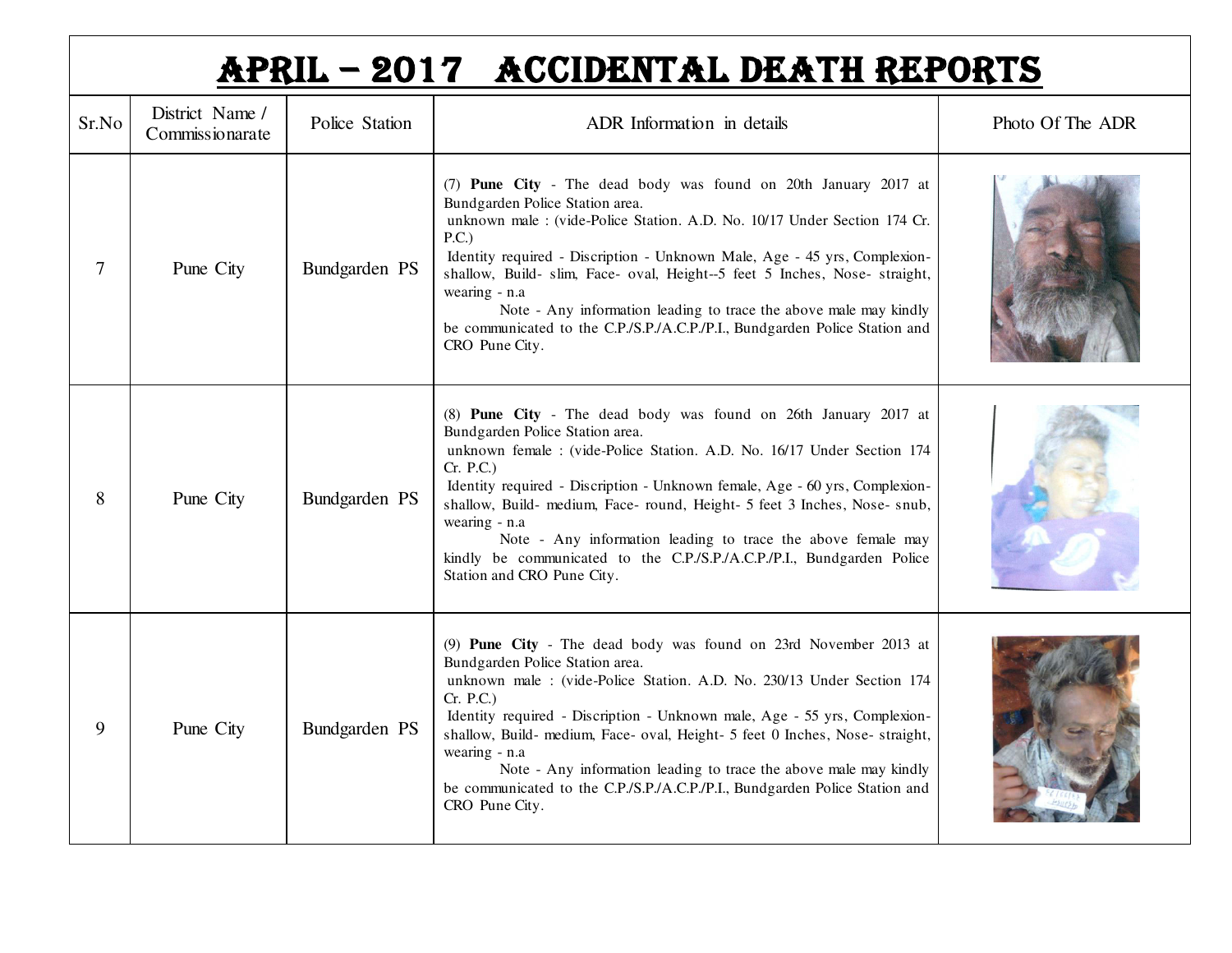# APRIL – 2017 ACCIDENTAL DEATH REPORTS

| Sr.No | District Name / Commissionarate | Police Station | ADR Information in details | Photo Of The ADR |
|---|---|---|---|---|
| 7 | Pune City | Bundgarden PS | (7) **Pune City** - The dead body was found on 20th January 2017 at Bundgarden Police Station area. unknown male : (vide-Police Station. A.D. No. 10/17 Under Section 174 Cr. P.C.) Identity required - Discription - Unknown Male, Age - 45 yrs, Complexion- shallow, Build- slim, Face- oval, Height--5 feet 5 Inches, Nose- straight, wearing - n.a Note - Any information leading to trace the above male may kindly be communicated to the C.P./S.P./A.C.P./P.I., Bundgarden Police Station and CRO Pune City. | |
| 8 | Pune City | Bundgarden PS | (8) **Pune City** - The dead body was found on 26th January 2017 at Bundgarden Police Station area. unknown female : (vide-Police Station. A.D. No. 16/17 Under Section 174 Cr. P.C.) Identity required - Discription - Unknown female, Age - 60 yrs, Complexion- shallow, Build- medium, Face- round, Height- 5 feet 3 Inches, Nose- snub, wearing - n.a Note - Any information leading to trace the above female may kindly be communicated to the C.P./S.P./A.C.P./P.I., Bundgarden Police Station and CRO Pune City. | |
| 9 | Pune City | Bundgarden PS | (9) **Pune City** - The dead body was found on 23rd November 2013 at Bundgarden Police Station area. unknown male : (vide-Police Station. A.D. No. 230/13 Under Section 174 Cr. P.C.) Identity required - Discription - Unknown male, Age - 55 yrs, Complexion- shallow, Build- medium, Face- oval, Height- 5 feet 0 Inches, Nose- straight, wearing - n.a Note - Any information leading to trace the above male may kindly be communicated to the C.P./S.P./A.C.P./P.I., Bundgarden Police Station and CRO Pune City. | |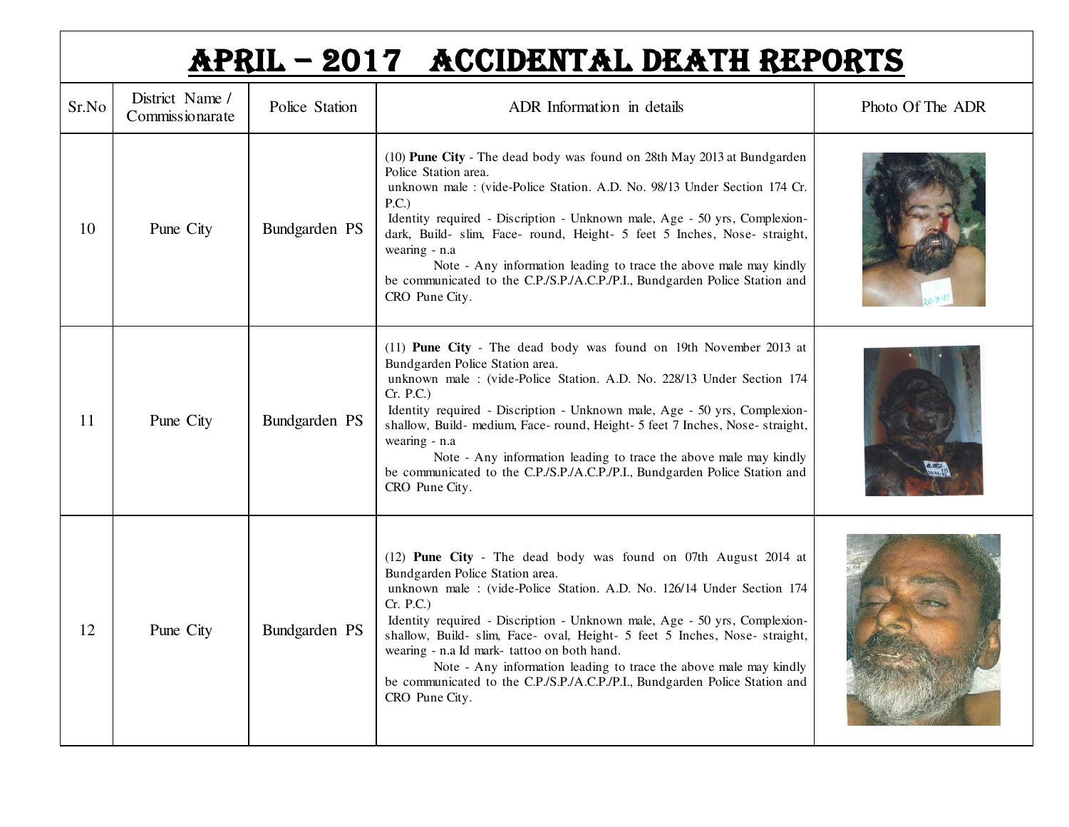# APRIL – 2017 ACCIDENTAL DEATH REPORTS

| Sr.No | District Name / Commissionarate | Police Station | ADR Information in details | Photo Of The ADR |
|---|---|---|---|---|
| 10 | Pune City | Bundgarden PS | (10) **Pune City** - The dead body was found on 28th May 2013 at Bundgarden Police Station area. unknown male : (vide-Police Station. A.D. No. 98/13 Under Section 174 Cr. P.C.) Identity required - Discription - Unknown male, Age - 50 yrs, Complexion- dark, Build- slim, Face- round, Height- 5 feet 5 Inches, Nose- straight, wearing - n.a Note - Any information leading to trace the above male may kindly be communicated to the C.P./S.P./A.C.P./P.I., Bundgarden Police Station and CRO Pune City. | |
| 11 | Pune City | Bundgarden PS | (11) **Pune City** - The dead body was found on 19th November 2013 at Bundgarden Police Station area. unknown male : (vide-Police Station. A.D. No. 228/13 Under Section 174 Cr. P.C.) Identity required - Discription - Unknown male, Age - 50 yrs, Complexion- shallow, Build- medium, Face- round, Height- 5 feet 7 Inches, Nose- straight, wearing - n.a Note - Any information leading to trace the above male may kindly be communicated to the C.P./S.P./A.C.P./P.I., Bundgarden Police Station and CRO Pune City. | |
| 12 | Pune City | Bundgarden PS | (12) **Pune City** - The dead body was found on 07th August 2014 at Bundgarden Police Station area. unknown male : (vide-Police Station. A.D. No. 126/14 Under Section 174 Cr. P.C.) Identity required - Discription - Unknown male, Age - 50 yrs, Complexion- shallow, Build- slim, Face- oval, Height- 5 feet 5 Inches, Nose- straight, wearing - n.a Id mark- tattoo on both hand. Note - Any information leading to trace the above male may kindly be communicated to the C.P./S.P./A.C.P./P.I., Bundgarden Police Station and CRO Pune City. | |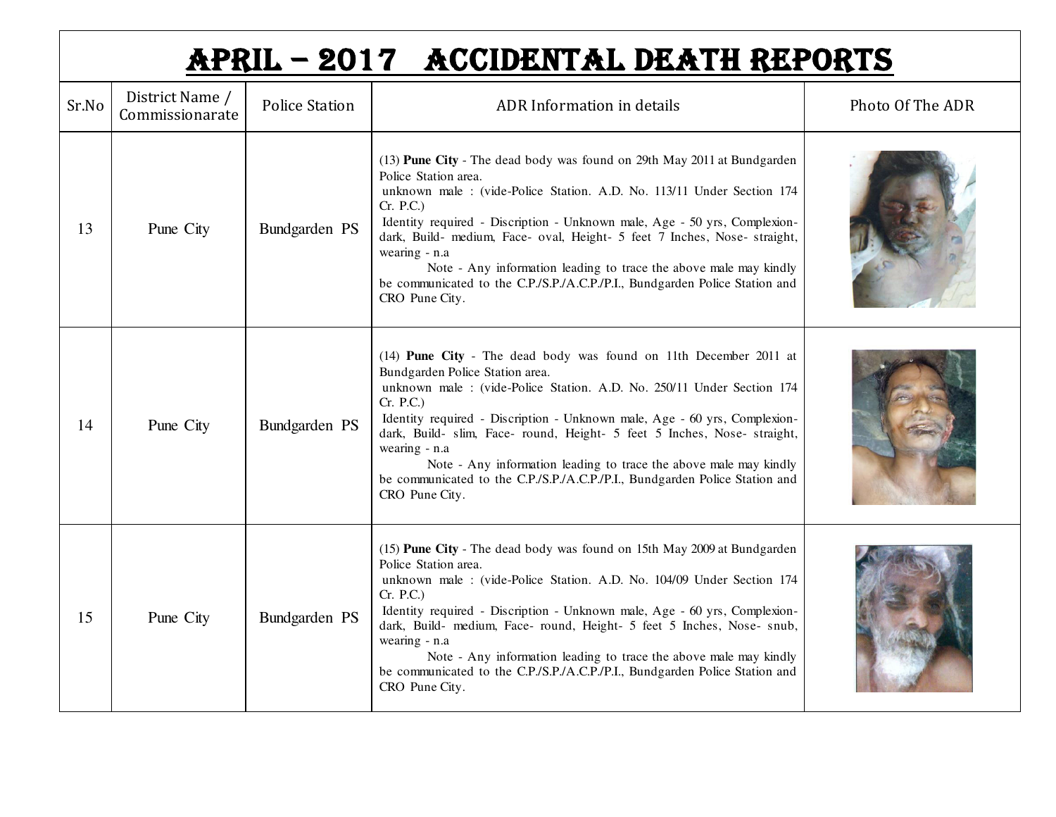# APRIL – 2017 ACCIDENTAL DEATH REPORTS

| Sr.No | District Name / Commissionarate | Police Station | ADR Information in details | Photo Of The ADR |
|---|---|---|---|---|
| 13 | Pune City | Bundgarden PS | (13) **Pune City** - The dead body was found on 29th May 2011 at Bundgarden Police Station area. unknown male : (vide-Police Station. A.D. No. 113/11 Under Section 174 Cr. P.C.) Identity required - Discription - Unknown male, Age - 50 yrs, Complexion-dark, Build- medium, Face- oval, Height- 5 feet 7 Inches, Nose- straight, wearing - n.a Note - Any information leading to trace the above male may kindly be communicated to the C.P./S.P./A.C.P./P.I., Bundgarden Police Station and CRO Pune City. | |
| 14 | Pune City | Bundgarden PS | (14) **Pune City** - The dead body was found on 11th December 2011 at Bundgarden Police Station area. unknown male : (vide-Police Station. A.D. No. 250/11 Under Section 174 Cr. P.C.) Identity required - Discription - Unknown male, Age - 60 yrs, Complexion-dark, Build- slim, Face- round, Height- 5 feet 5 Inches, Nose- straight, wearing - n.a Note - Any information leading to trace the above male may kindly be communicated to the C.P./S.P./A.C.P./P.I., Bundgarden Police Station and CRO Pune City. | |
| 15 | Pune City | Bundgarden PS | (15) **Pune City** - The dead body was found on 15th May 2009 at Bundgarden Police Station area. unknown male : (vide-Police Station. A.D. No. 104/09 Under Section 174 Cr. P.C.) Identity required - Discription - Unknown male, Age - 60 yrs, Complexion-dark, Build- medium, Face- round, Height- 5 feet 5 Inches, Nose- snub, wearing - n.a Note - Any information leading to trace the above male may kindly be communicated to the C.P./S.P./A.C.P./P.I., Bundgarden Police Station and CRO Pune City. | |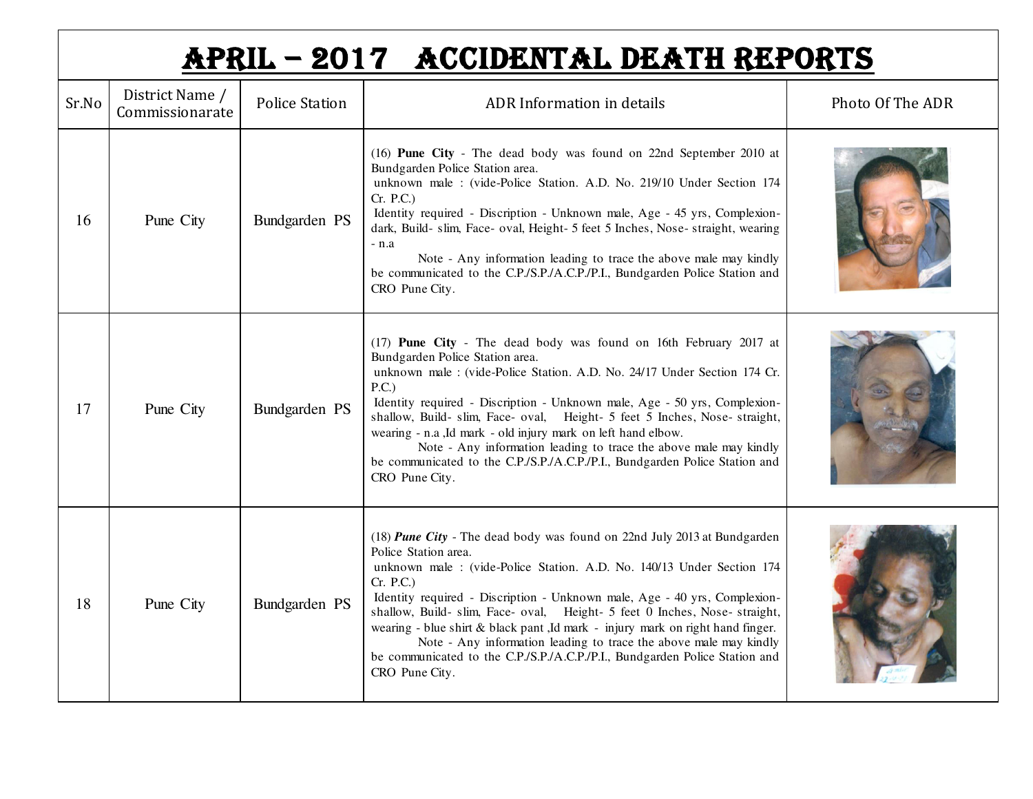# APRIL – 2017 ACCIDENTAL DEATH REPORTS

| Sr.No | District Name / Commissionarate | Police Station | ADR Information in details | Photo Of The ADR |
|---|---|---|---|---|
| 16 | Pune City | Bundgarden PS | (16) **Pune City** - The dead body was found on 22nd September 2010 at Bundgarden Police Station area. unknown male : (vide-Police Station. A.D. No. 219/10 Under Section 174 Cr. P.C.) Identity required - Discription - Unknown male, Age - 45 yrs, Complexion- dark, Build- slim, Face- oval, Height- 5 feet 5 Inches, Nose- straight, wearing - n.a Note - Any information leading to trace the above male may kindly be communicated to the C.P./S.P./A.C.P./P.I., Bundgarden Police Station and CRO Pune City. | |
| 17 | Pune City | Bundgarden PS | (17) **Pune City** - The dead body was found on 16th February 2017 at Bundgarden Police Station area. unknown male : (vide-Police Station. A.D. No. 24/17 Under Section 174 Cr. P.C.) Identity required - Discription - Unknown male, Age - 50 yrs, Complexion- shallow, Build- slim, Face- oval, Height- 5 feet 5 Inches, Nose- straight, wearing - n.a ,Id mark - old injury mark on left hand elbow. Note - Any information leading to trace the above male may kindly be communicated to the C.P./S.P./A.C.P./P.I., Bundgarden Police Station and CRO Pune City. | |
| 18 | Pune City | Bundgarden PS | (18) ***Pune City*** - The dead body was found on 22nd July 2013 at Bundgarden Police Station area. unknown male : (vide-Police Station. A.D. No. 140/13 Under Section 174 Cr. P.C.) Identity required - Discription - Unknown male, Age - 40 yrs, Complexion- shallow, Build- slim, Face- oval, Height- 5 feet 0 Inches, Nose- straight, wearing - blue shirt & black pant ,Id mark - injury mark on right hand finger. Note - Any information leading to trace the above male may kindly be communicated to the C.P./S.P./A.C.P./P.I., Bundgarden Police Station and CRO Pune City. | |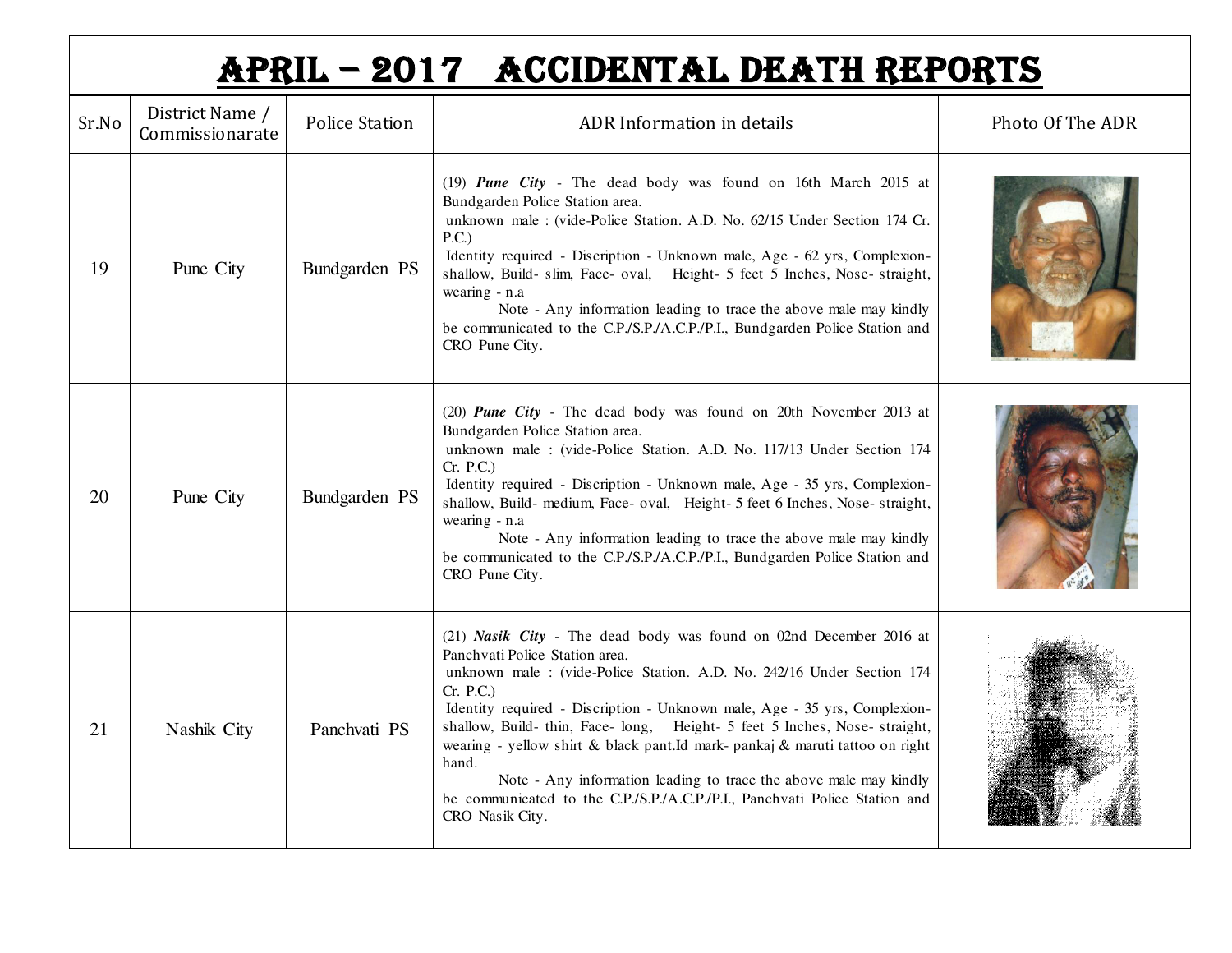# APRIL – 2017 ACCIDENTAL DEATH REPORTS

| Sr.No | District Name / Commissionarate | Police Station | ADR Information in details | Photo Of The ADR |
|---|---|---|---|---|
| 19 | Pune City | Bundgarden PS | (19) ***Pune City*** - The dead body was found on 16th March 2015 at Bundgarden Police Station area.<br>unknown male : (vide-Police Station. A.D. No. 62/15 Under Section 174 Cr. P.C.)<br>Identity required - Discription - Unknown male, Age - 62 yrs, Complexion- shallow, Build- slim, Face- oval, Height- 5 feet 5 Inches, Nose- straight, wearing - n.a<br>Note - Any information leading to trace the above male may kindly be communicated to the C.P./S.P./A.C.P./P.I., Bundgarden Police Station and CRO Pune City. | |
| 20 | Pune City | Bundgarden PS | (20) ***Pune City*** - The dead body was found on 20th November 2013 at Bundgarden Police Station area.<br>unknown male : (vide-Police Station. A.D. No. 117/13 Under Section 174 Cr. P.C.)<br>Identity required - Discription - Unknown male, Age - 35 yrs, Complexion- shallow, Build- medium, Face- oval, Height- 5 feet 6 Inches, Nose- straight, wearing - n.a<br>Note - Any information leading to trace the above male may kindly be communicated to the C.P./S.P./A.C.P./P.I., Bundgarden Police Station and CRO Pune City. | |
| 21 | Nashik City | Panchvati PS | (21) ***Nasik City*** - The dead body was found on 02nd December 2016 at Panchvati Police Station area.<br>unknown male : (vide-Police Station. A.D. No. 242/16 Under Section 174 Cr. P.C.)<br>Identity required - Discription - Unknown male, Age - 35 yrs, Complexion- shallow, Build- thin, Face- long, Height- 5 feet 5 Inches, Nose- straight, wearing - yellow shirt & black pant.Id mark- pankaj & maruti tattoo on right hand.<br>Note - Any information leading to trace the above male may kindly be communicated to the C.P./S.P./A.C.P./P.I., Panchvati Police Station and CRO Nasik City. | |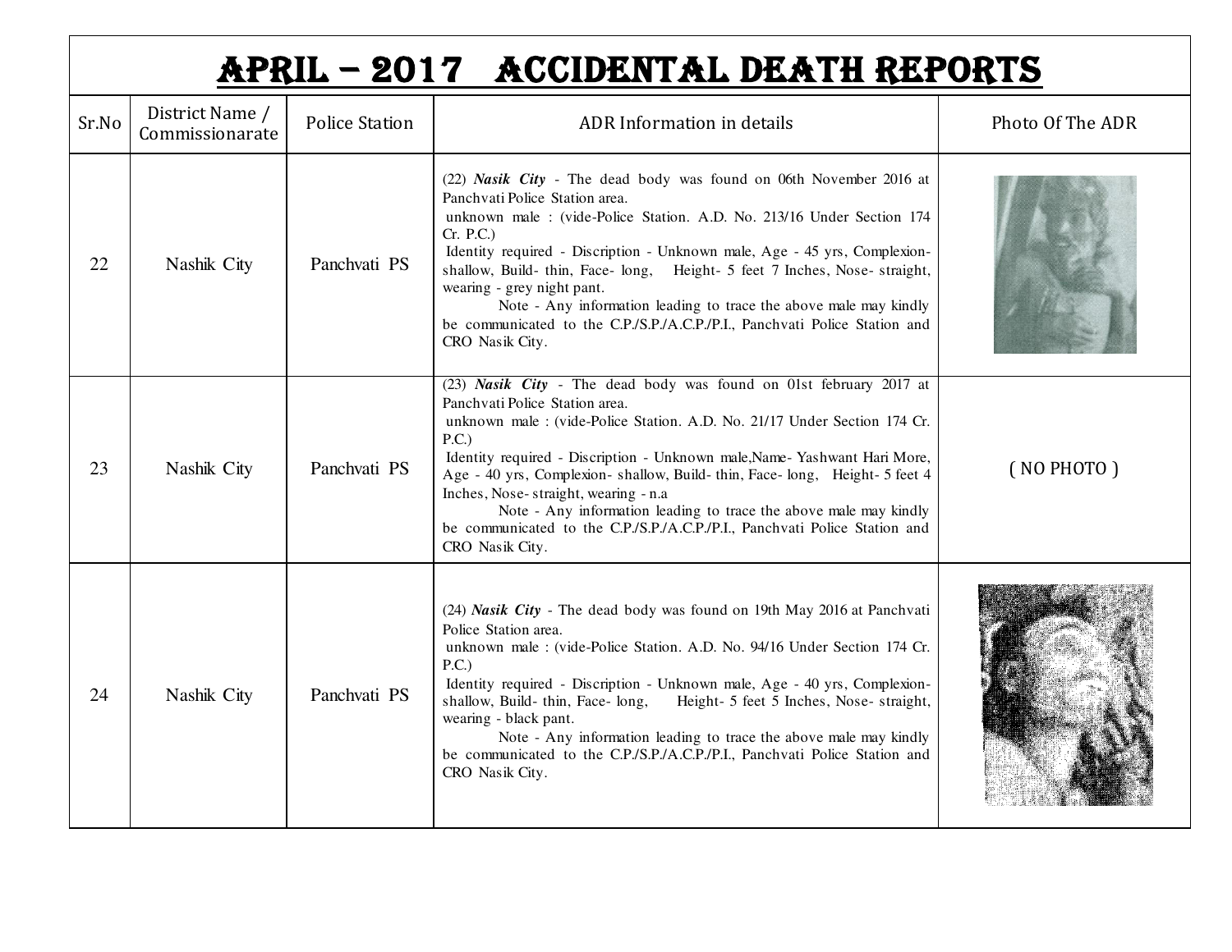# APRIL – 2017 ACCIDENTAL DEATH REPORTS

| Sr.No | District Name / Commissionarate | Police Station | ADR Information in details | Photo Of The ADR |
|---|---|---|---|---|
| 22 | Nashik City | Panchvati PS | (22) ***Nasik City*** - The dead body was found on 06th November 2016 at Panchvati Police Station area. unknown male : (vide-Police Station. A.D. No. 213/16 Under Section 174 Cr. P.C.) Identity required - Discription - Unknown male, Age - 45 yrs, Complexion- shallow, Build- thin, Face- long, Height- 5 feet 7 Inches, Nose- straight, wearing - grey night pant. Note - Any information leading to trace the above male may kindly be communicated to the C.P./S.P./A.C.P./P.I., Panchvati Police Station and CRO Nasik City. | |
| 23 | Nashik City | Panchvati PS | (23) ***Nasik City*** - The dead body was found on 01st february 2017 at Panchvati Police Station area. unknown male : (vide-Police Station. A.D. No. 21/17 Under Section 174 Cr. P.C.) Identity required - Discription - Unknown male,Name- Yashwant Hari More, Age - 40 yrs, Complexion- shallow, Build- thin, Face- long, Height- 5 feet 4 Inches, Nose- straight, wearing - n.a Note - Any information leading to trace the above male may kindly be communicated to the C.P./S.P./A.C.P./P.I., Panchvati Police Station and CRO Nasik City. | ( NO PHOTO ) |
| 24 | Nashik City | Panchvati PS | (24) ***Nasik City*** - The dead body was found on 19th May 2016 at Panchvati Police Station area. unknown male : (vide-Police Station. A.D. No. 94/16 Under Section 174 Cr. P.C.) Identity required - Discription - Unknown male, Age - 40 yrs, Complexion- shallow, Build- thin, Face- long, Height- 5 feet 5 Inches, Nose- straight, wearing - black pant. Note - Any information leading to trace the above male may kindly be communicated to the C.P./S.P./A.C.P./P.I., Panchvati Police Station and CRO Nasik City. | |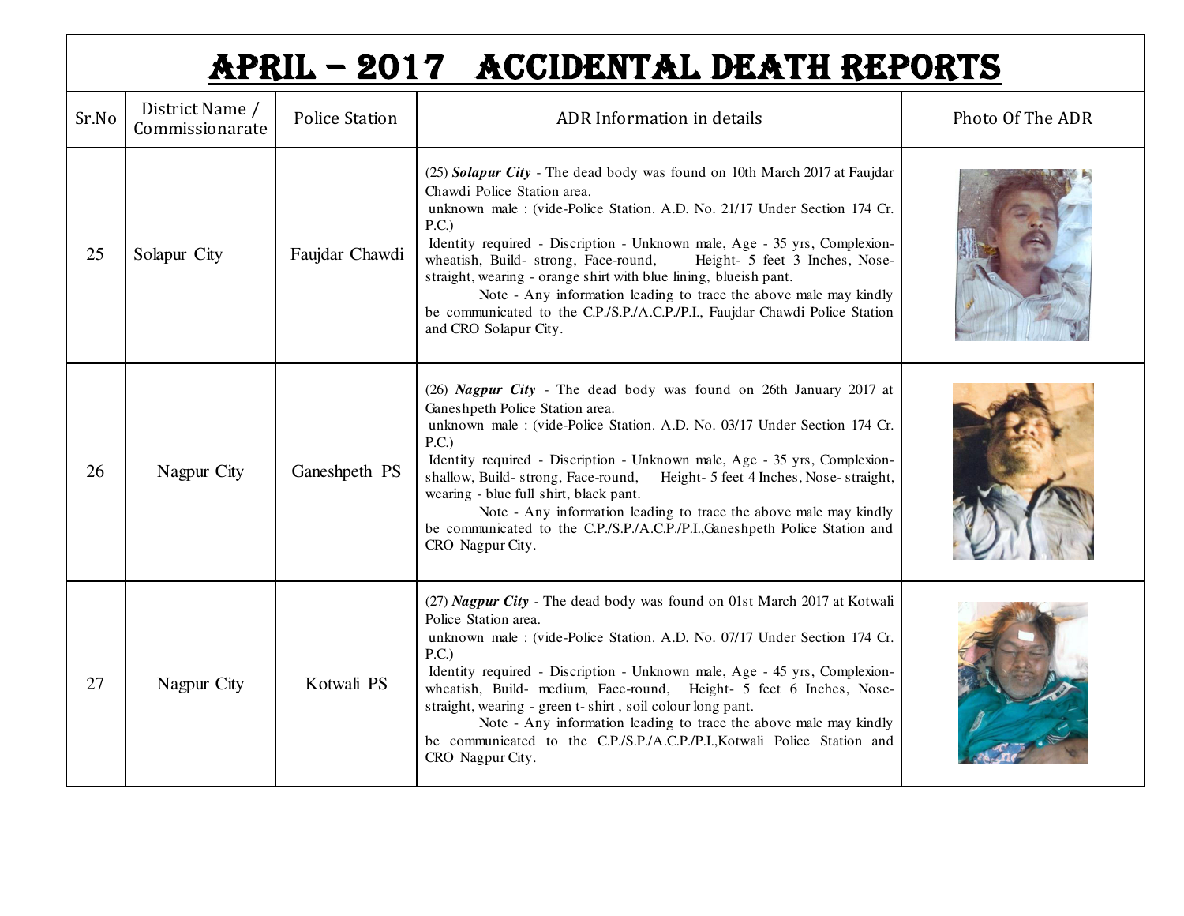# APRIL – 2017 ACCIDENTAL DEATH REPORTS

| Sr.No | District Name / Commissionarate | Police Station | ADR Information in details | Photo Of The ADR |
|---|---|---|---|---|
| 25 | Solapur City | Faujdar Chawdi | (25) ***Solapur City*** - The dead body was found on 10th March 2017 at Faujdar Chawdi Police Station area. unknown male : (vide-Police Station. A.D. No. 21/17 Under Section 174 Cr. P.C.) Identity required - Discription - Unknown male, Age - 35 yrs, Complexion- wheatish, Build- strong, Face-round, Height- 5 feet 3 Inches, Nose- straight, wearing - orange shirt with blue lining, blueish pant. Note - Any information leading to trace the above male may kindly be communicated to the C.P./S.P./A.C.P./P.I., Faujdar Chawdi Police Station and CRO Solapur City. | |
| 26 | Nagpur City | Ganeshpeth PS | (26) ***Nagpur City*** - The dead body was found on 26th January 2017 at Ganeshpeth Police Station area. unknown male : (vide-Police Station. A.D. No. 03/17 Under Section 174 Cr. P.C.) Identity required - Discription - Unknown male, Age - 35 yrs, Complexion- shallow, Build- strong, Face-round, Height- 5 feet 4 Inches, Nose- straight, wearing - blue full shirt, black pant. Note - Any information leading to trace the above male may kindly be communicated to the C.P./S.P./A.C.P./P.I.,Ganeshpeth Police Station and CRO Nagpur City. | |
| 27 | Nagpur City | Kotwali PS | (27) ***Nagpur City*** - The dead body was found on 01st March 2017 at Kotwali Police Station area. unknown male : (vide-Police Station. A.D. No. 07/17 Under Section 174 Cr. P.C.) Identity required - Discription - Unknown male, Age - 45 yrs, Complexion- wheatish, Build- medium, Face-round, Height- 5 feet 6 Inches, Nose- straight, wearing - green t- shirt , soil colour long pant. Note - Any information leading to trace the above male may kindly be communicated to the C.P./S.P./A.C.P./P.I.,Kotwali Police Station and CRO Nagpur City. | |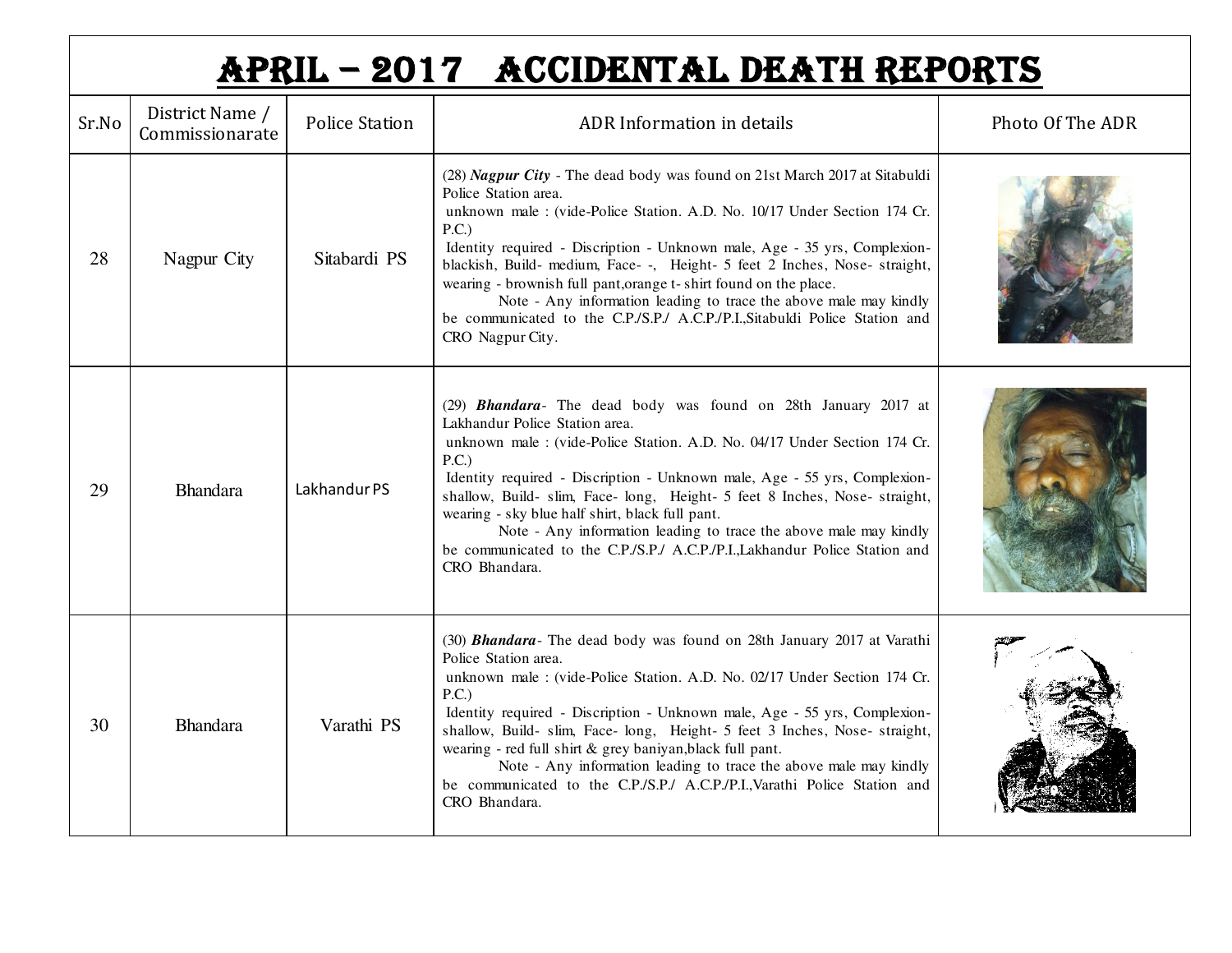# APRIL – 2017 ACCIDENTAL DEATH REPORTS

| Sr.No | District Name / Commissionarate | Police Station | ADR Information in details | Photo Of The ADR |
|---|---|---|---|---|
| 28 | Nagpur City | Sitabardi PS | (28) ***Nagpur City*** - The dead body was found on 21st March 2017 at Sitabuldi Police Station area. unknown male : (vide-Police Station. A.D. No. 10/17 Under Section 174 Cr. P.C.) Identity required - Discription - Unknown male, Age - 35 yrs, Complexion- blackish, Build- medium, Face- -, Height- 5 feet 2 Inches, Nose- straight, wearing - brownish full pant,orange t- shirt found on the place. Note - Any information leading to trace the above male may kindly be communicated to the C.P./S.P./ A.C.P./P.I.,Sitabuldi Police Station and CRO Nagpur City. | |
| 29 | Bhandara | Lakhandur PS | (29) ***Bhandara***- The dead body was found on 28th January 2017 at Lakhandur Police Station area. unknown male : (vide-Police Station. A.D. No. 04/17 Under Section 174 Cr. P.C.) Identity required - Discription - Unknown male, Age - 55 yrs, Complexion- shallow, Build- slim, Face- long, Height- 5 feet 8 Inches, Nose- straight, wearing - sky blue half shirt, black full pant. Note - Any information leading to trace the above male may kindly be communicated to the C.P./S.P./ A.C.P./P.I.,Lakhandur Police Station and CRO Bhandara. | |
| 30 | Bhandara | Varathi PS | (30) ***Bhandara***- The dead body was found on 28th January 2017 at Varathi Police Station area. unknown male : (vide-Police Station. A.D. No. 02/17 Under Section 174 Cr. P.C.) Identity required - Discription - Unknown male, Age - 55 yrs, Complexion- shallow, Build- slim, Face- long, Height- 5 feet 3 Inches, Nose- straight, wearing - red full shirt & grey baniyan,black full pant. Note - Any information leading to trace the above male may kindly be communicated to the C.P./S.P./ A.C.P./P.I.,Varathi Police Station and CRO Bhandara. | |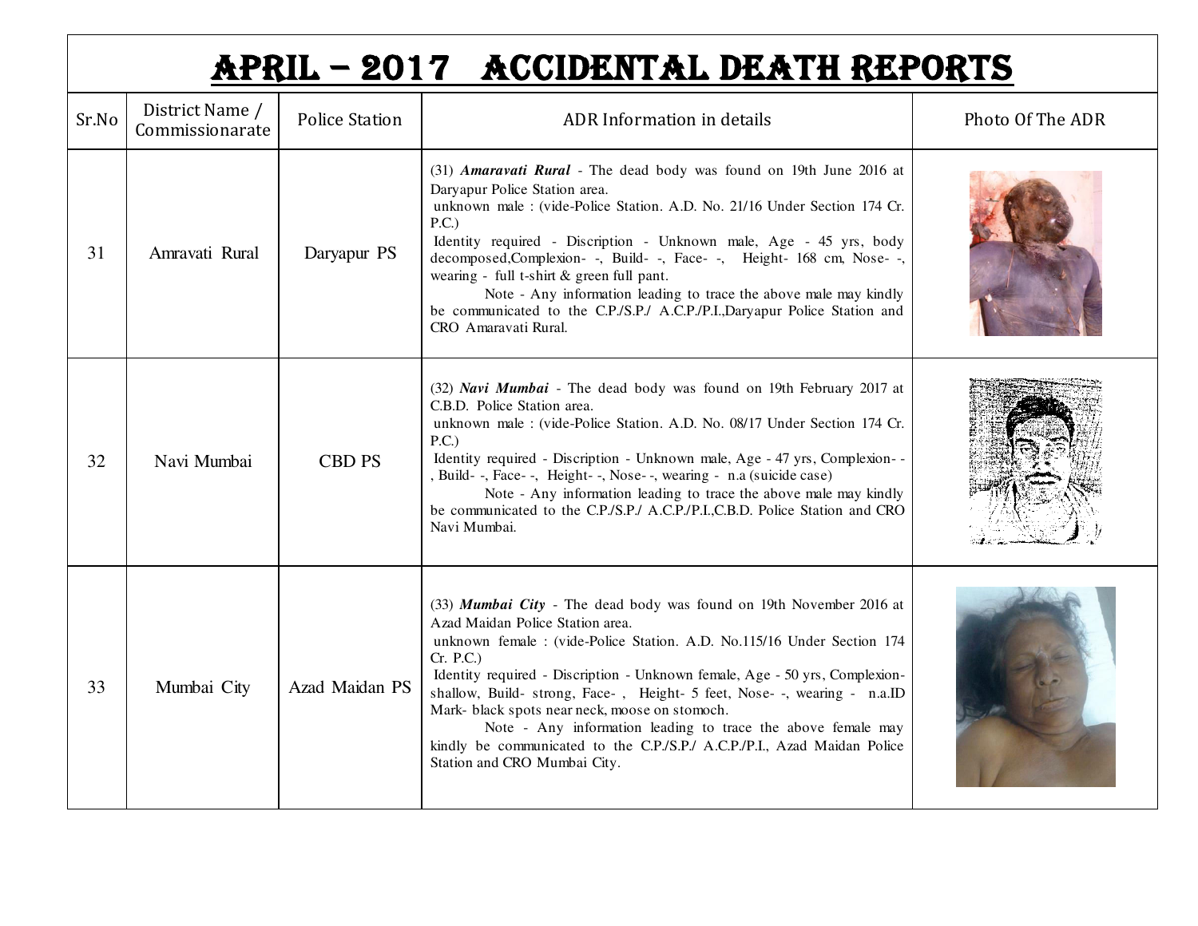# APRIL – 2017 ACCIDENTAL DEATH REPORTS

| Sr.No | District Name / Commissionarate | Police Station | ADR Information in details | Photo Of The ADR |
|---|---|---|---|---|
| 31 | Amravati Rural | Daryapur PS | (31) ***Amaravati Rural*** - The dead body was found on 19th June 2016 at Daryapur Police Station area. unknown male : (vide-Police Station. A.D. No. 21/16 Under Section 174 Cr. P.C.) Identity required - Discription - Unknown male, Age - 45 yrs, body decomposed,Complexion- -, Build- -, Face- -, Height- 168 cm, Nose- -, wearing - full t-shirt & green full pant. Note - Any information leading to trace the above male may kindly be communicated to the C.P./S.P./ A.C.P./P.I.,Daryapur Police Station and CRO Amaravati Rural. | |
| 32 | Navi Mumbai | CBD PS | (32) ***Navi Mumbai*** - The dead body was found on 19th February 2017 at C.B.D. Police Station area. unknown male : (vide-Police Station. A.D. No. 08/17 Under Section 174 Cr. P.C.) Identity required - Discription - Unknown male, Age - 47 yrs, Complexion- -, Build- -, Face- -, Height- -, Nose- -, wearing - n.a (suicide case) Note - Any information leading to trace the above male may kindly be communicated to the C.P./S.P./ A.C.P./P.I.,C.B.D. Police Station and CRO Navi Mumbai. | |
| 33 | Mumbai City | Azad Maidan PS | (33) ***Mumbai City*** - The dead body was found on 19th November 2016 at Azad Maidan Police Station area. unknown female : (vide-Police Station. A.D. No.115/16 Under Section 174 Cr. P.C.) Identity required - Discription - Unknown female, Age - 50 yrs, Complexion- shallow, Build- strong, Face- , Height- 5 feet, Nose- -, wearing - n.a.ID Mark- black spots near neck, moose on stomoch. Note - Any information leading to trace the above female may kindly be communicated to the C.P./S.P./ A.C.P./P.I., Azad Maidan Police Station and CRO Mumbai City. | |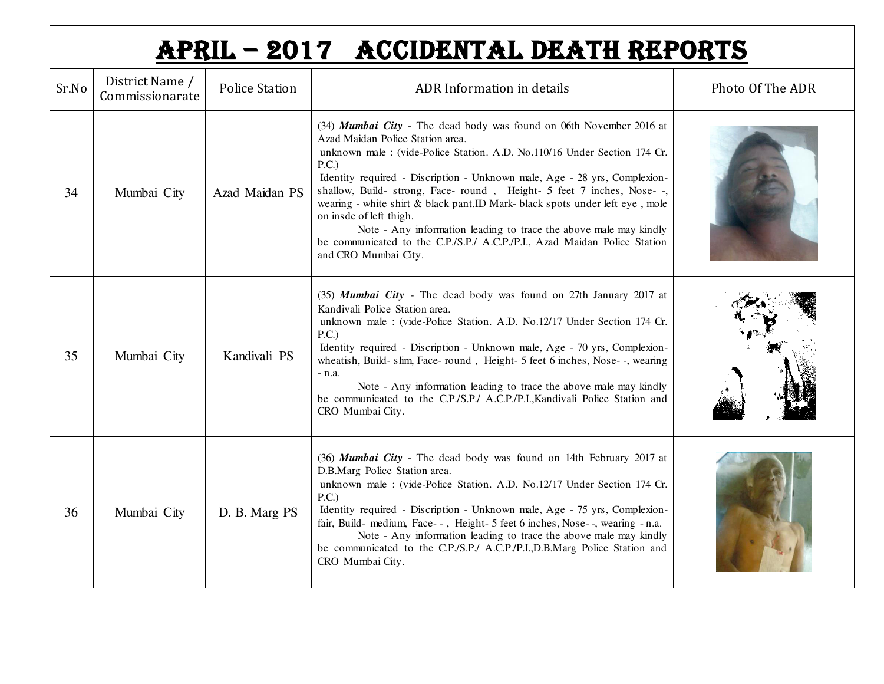# APRIL – 2017 ACCIDENTAL DEATH REPORTS

| Sr.No | District Name / Commissionarate | Police Station | ADR Information in details | Photo Of The ADR |
|---|---|---|---|---|
| 34 | Mumbai City | Azad Maidan PS | (34) ***Mumbai City*** - The dead body was found on 06th November 2016 at Azad Maidan Police Station area. unknown male : (vide-Police Station. A.D. No.110/16 Under Section 174 Cr. P.C.) Identity required - Discription - Unknown male, Age - 28 yrs, Complexion- shallow, Build- strong, Face- round , Height- 5 feet 7 inches, Nose- -, wearing - white shirt & black pant.ID Mark- black spots under left eye , mole on insde of left thigh. Note - Any information leading to trace the above male may kindly be communicated to the C.P./S.P./ A.C.P./P.I., Azad Maidan Police Station and CRO Mumbai City. | |
| 35 | Mumbai City | Kandivali PS | (35) ***Mumbai City*** - The dead body was found on 27th January 2017 at Kandivali Police Station area. unknown male : (vide-Police Station. A.D. No.12/17 Under Section 174 Cr. P.C.) Identity required - Discription - Unknown male, Age - 70 yrs, Complexion- wheatish, Build- slim, Face- round , Height- 5 feet 6 inches, Nose- -, wearing - n.a. Note - Any information leading to trace the above male may kindly be communicated to the C.P./S.P./ A.C.P./P.I.,Kandivali Police Station and CRO Mumbai City. | |
| 36 | Mumbai City | D. B. Marg PS | (36) ***Mumbai City*** - The dead body was found on 14th February 2017 at D.B.Marg Police Station area. unknown male : (vide-Police Station. A.D. No.12/17 Under Section 174 Cr. P.C.) Identity required - Discription - Unknown male, Age - 75 yrs, Complexion- fair, Build- medium, Face- - , Height- 5 feet 6 inches, Nose- -, wearing - n.a. Note - Any information leading to trace the above male may kindly be communicated to the C.P./S.P./ A.C.P./P.I.,D.B.Marg Police Station and CRO Mumbai City. | |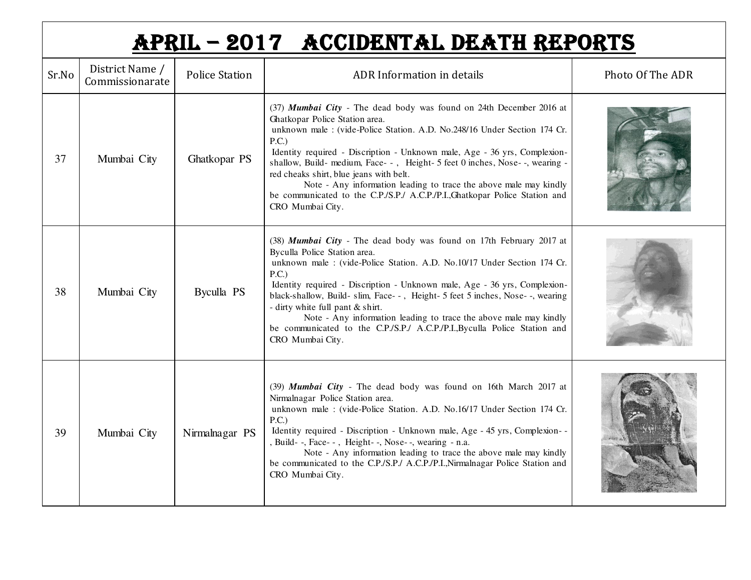# APRIL – 2017 ACCIDENTAL DEATH REPORTS

| Sr.No | District Name / Commissionarate | Police Station | ADR Information in details | Photo Of The ADR |
|---|---|---|---|---|
| 37 | Mumbai City | Ghatkopar PS | (37) ***Mumbai City*** - The dead body was found on 24th December 2016 at Ghatkopar Police Station area.<br>unknown male : (vide-Police Station. A.D. No.248/16 Under Section 174 Cr. P.C.)<br>Identity required - Discription - Unknown male, Age - 36 yrs, Complexion-shallow, Build- medium, Face- - , Height- 5 feet 0 inches, Nose- -, wearing - red cheaks shirt, blue jeans with belt.<br>Note - Any information leading to trace the above male may kindly be communicated to the C.P./S.P./ A.C.P./P.I.,Ghatkopar Police Station and CRO Mumbai City. | |
| 38 | Mumbai City | Byculla PS | (38) ***Mumbai City*** - The dead body was found on 17th February 2017 at Byculla Police Station area.<br>unknown male : (vide-Police Station. A.D. No.10/17 Under Section 174 Cr. P.C.)<br>Identity required - Discription - Unknown male, Age - 36 yrs, Complexion-black-shallow, Build- slim, Face- - , Height- 5 feet 5 inches, Nose- -, wearing - dirty white full pant & shirt.<br>Note - Any information leading to trace the above male may kindly be communicated to the C.P./S.P./ A.C.P./P.I.,Byculla Police Station and CRO Mumbai City. | |
| 39 | Mumbai City | Nirmalnagar PS | (39) ***Mumbai City*** - The dead body was found on 16th March 2017 at Nirmalnagar Police Station area.<br>unknown male : (vide-Police Station. A.D. No.16/17 Under Section 174 Cr. P.C.)<br>Identity required - Discription - Unknown male, Age - 45 yrs, Complexion- - , Build- -, Face- - , Height- -, Nose- -, wearing - n.a.<br>Note - Any information leading to trace the above male may kindly be communicated to the C.P./S.P./ A.C.P./P.I.,Nirmalnagar Police Station and CRO Mumbai City. | |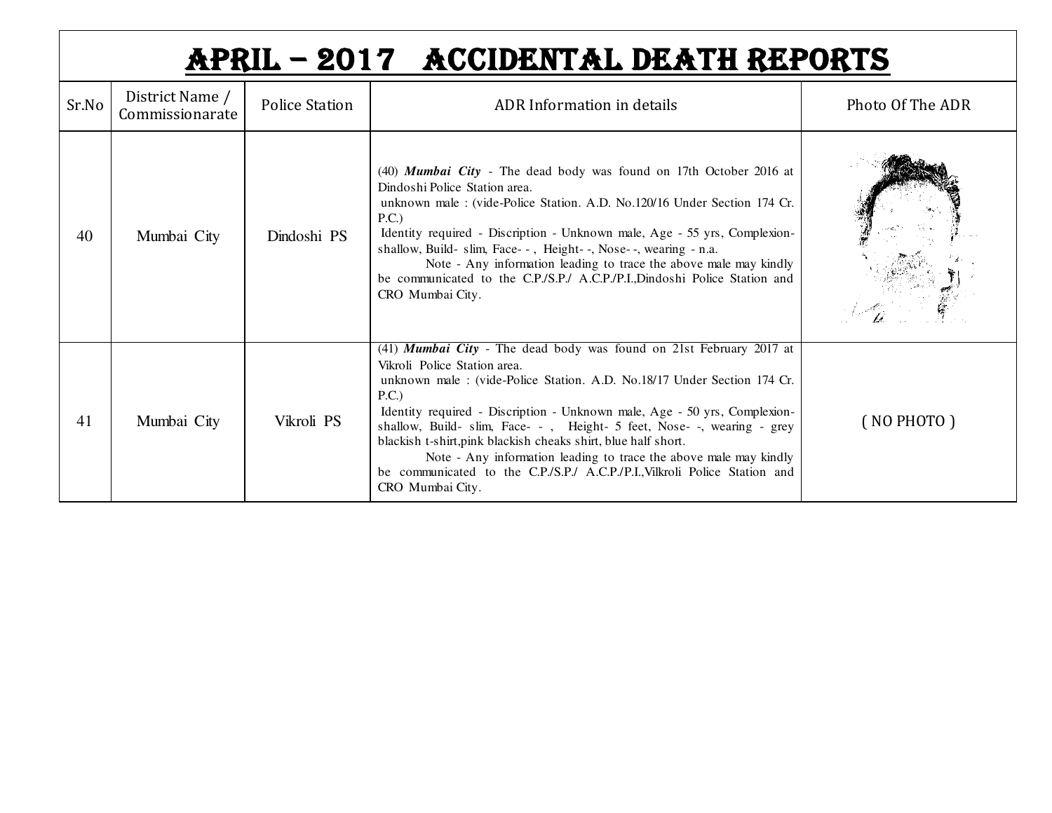# APRIL – 2017 ACCIDENTAL DEATH REPORTS

| Sr.No | District Name / Commissionarate | Police Station | ADR Information in details | Photo Of The ADR |
|---|---|---|---|---|
| 40 | Mumbai City | Dindoshi PS | (40) ***Mumbai City*** - The dead body was found on 17th October 2016 at Dindoshi Police Station area. unknown male : (vide-Police Station. A.D. No.120/16 Under Section 174 Cr. P.C.) Identity required - Discription - Unknown male, Age - 55 yrs, Complexion- shallow, Build- slim, Face- - , Height- -, Nose- -, wearing - n.a. Note - Any information leading to trace the above male may kindly be communicated to the C.P./S.P./ A.C.P./P.I.,Dindoshi Police Station and CRO Mumbai City. | |
| 41 | Mumbai City | Vikroli PS | (41) ***Mumbai City*** - The dead body was found on 21st February 2017 at Vikroli Police Station area. unknown male : (vide-Police Station. A.D. No.18/17 Under Section 174 Cr. P.C.) Identity required - Discription - Unknown male, Age - 50 yrs, Complexion- shallow, Build- slim, Face- - , Height- 5 feet, Nose- -, wearing - grey blackish t-shirt,pink blackish cheaks shirt, blue half short. Note - Any information leading to trace the above male may kindly be communicated to the C.P./S.P./ A.C.P./P.I.,Vilkroli Police Station and CRO Mumbai City. | ( NO PHOTO ) |